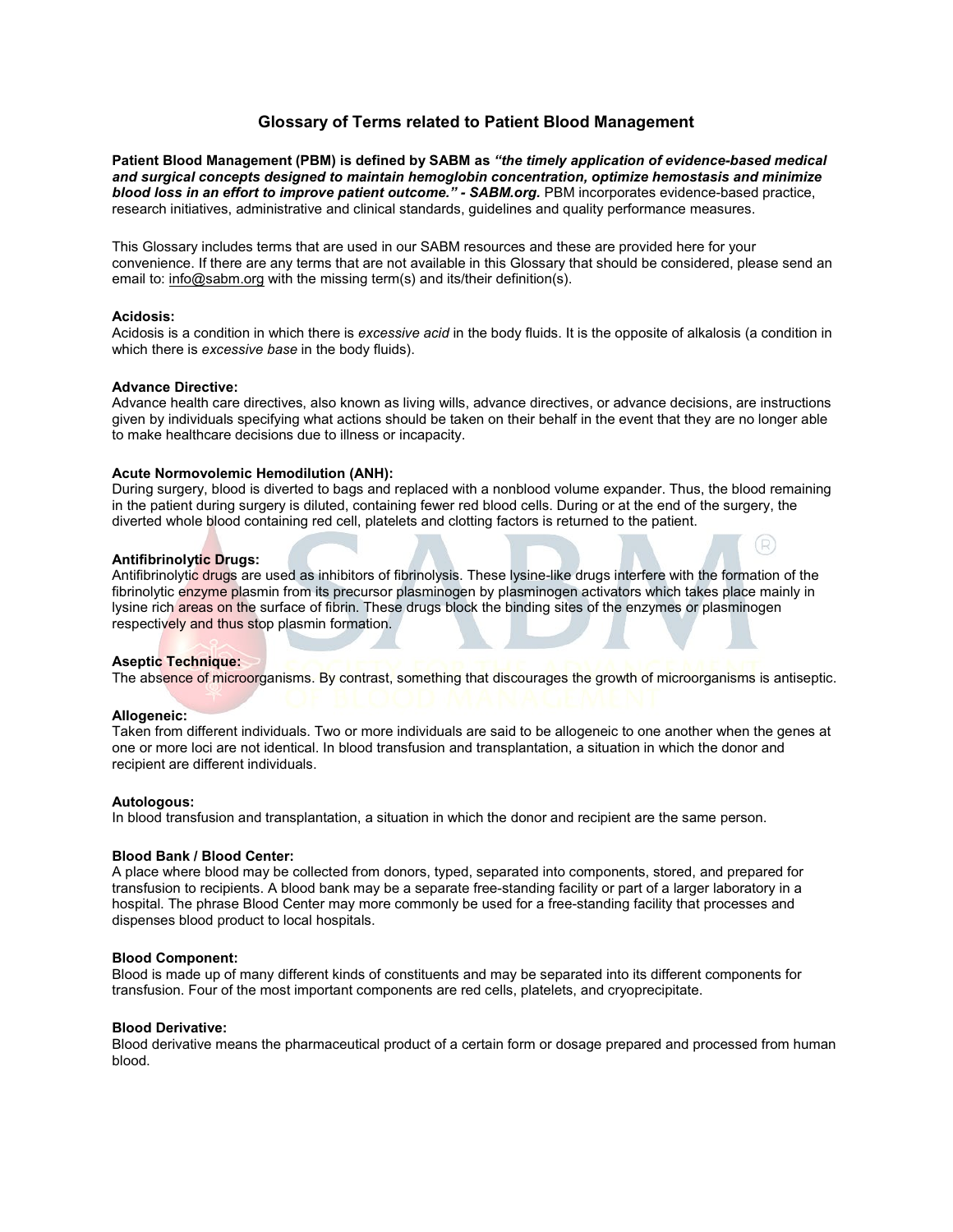# Glossary of Terms related to Patient Blood Management

**Patient Blood Management (PBM) is defined by SABM as *"the timely application of evidence-based medical and surgical concepts designed to maintain hemoglobin concentration, optimize hemostasis and minimize blood loss in an effort to improve patient outcome." - SABM.org.*** PBM incorporates evidence-based practice, research initiatives, administrative and clinical standards, guidelines and quality performance measures.

This Glossary includes terms that are used in our SABM resources and these are provided here for your convenience. If there are any terms that are not available in this Glossary that should be considered, please send an email to: info@sabm.org with the missing term(s) and its/their definition(s).

**Acidosis:**
Acidosis is a condition in which there is *excessive acid* in the body fluids. It is the opposite of alkalosis (a condition in which there is *excessive base* in the body fluids).

**Advance Directive:**
Advance health care directives, also known as living wills, advance directives, or advance decisions, are instructions given by individuals specifying what actions should be taken on their behalf in the event that they are no longer able to make healthcare decisions due to illness or incapacity.

**Acute Normovolemic Hemodilution (ANH):**
During surgery, blood is diverted to bags and replaced with a nonblood volume expander. Thus, the blood remaining in the patient during surgery is diluted, containing fewer red blood cells. During or at the end of the surgery, the diverted whole blood containing red cell, platelets and clotting factors is returned to the patient.

**Antifibrinolytic Drugs:**
Antifibrinolytic drugs are used as inhibitors of fibrinolysis. These lysine-like drugs interfere with the formation of the fibrinolytic enzyme plasmin from its precursor plasminogen by plasminogen activators which takes place mainly in lysine rich areas on the surface of fibrin. These drugs block the binding sites of the enzymes or plasminogen respectively and thus stop plasmin formation.

**Aseptic Technique:**
The absence of microorganisms. By contrast, something that discourages the growth of microorganisms is antiseptic.

**Allogeneic:**
Taken from different individuals. Two or more individuals are said to be allogeneic to one another when the genes at one or more loci are not identical. In blood transfusion and transplantation, a situation in which the donor and recipient are different individuals.

**Autologous:**
In blood transfusion and transplantation, a situation in which the donor and recipient are the same person.

**Blood Bank / Blood Center:**
A place where blood may be collected from donors, typed, separated into components, stored, and prepared for transfusion to recipients. A blood bank may be a separate free-standing facility or part of a larger laboratory in a hospital. The phrase Blood Center may more commonly be used for a free-standing facility that processes and dispenses blood product to local hospitals.

**Blood Component:**
Blood is made up of many different kinds of constituents and may be separated into its different components for transfusion. Four of the most important components are red cells, platelets, and cryoprecipitate.

**Blood Derivative:**
Blood derivative means the pharmaceutical product of a certain form or dosage prepared and processed from human blood.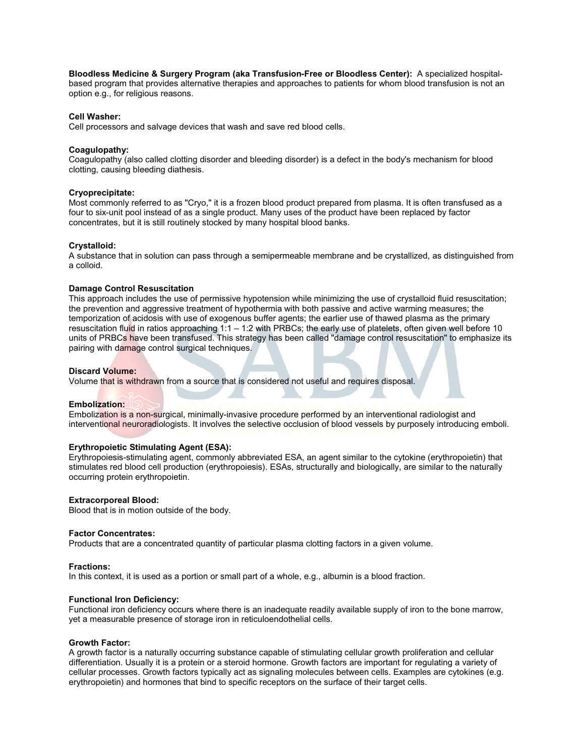**Bloodless Medicine & Surgery Program (aka Transfusion-Free or Bloodless Center):** A specialized hospital-based program that provides alternative therapies and approaches to patients for whom blood transfusion is not an option e.g., for religious reasons.

**Cell Washer:**
Cell processors and salvage devices that wash and save red blood cells.

**Coagulopathy:**
Coagulopathy (also called clotting disorder and bleeding disorder) is a defect in the body's mechanism for blood clotting, causing bleeding diathesis.

**Cryoprecipitate:**
Most commonly referred to as "Cryo," it is a frozen blood product prepared from plasma. It is often transfused as a four to six-unit pool instead of as a single product. Many uses of the product have been replaced by factor concentrates, but it is still routinely stocked by many hospital blood banks.

**Crystalloid:**
A substance that in solution can pass through a semipermeable membrane and be crystallized, as distinguished from a colloid.

**Damage Control Resuscitation**
This approach includes the use of permissive hypotension while minimizing the use of crystalloid fluid resuscitation; the prevention and aggressive treatment of hypothermia with both passive and active warming measures; the temporization of acidosis with use of exogenous buffer agents; the earlier use of thawed plasma as the primary resuscitation fluid in ratios approaching 1:1 – 1:2 with PRBCs; the early use of platelets, often given well before 10 units of PRBCs have been transfused. This strategy has been called "damage control resuscitation" to emphasize its pairing with damage control surgical techniques.

**Discard Volume:**
Volume that is withdrawn from a source that is considered not useful and requires disposal.

**Embolization:**
Embolization is a non-surgical, minimally-invasive procedure performed by an interventional radiologist and interventional neuroradiologists. It involves the selective occlusion of blood vessels by purposely introducing emboli.

**Erythropoietic Stimulating Agent (ESA):**
Erythropoiesis-stimulating agent, commonly abbreviated ESA, an agent similar to the cytokine (erythropoietin) that stimulates red blood cell production (erythropoiesis). ESAs, structurally and biologically, are similar to the naturally occurring protein erythropoietin.

**Extracorporeal Blood:**
Blood that is in motion outside of the body.

**Factor Concentrates:**
Products that are a concentrated quantity of particular plasma clotting factors in a given volume.

**Fractions:**
In this context, it is used as a portion or small part of a whole, e.g., albumin is a blood fraction.

**Functional Iron Deficiency:**
Functional iron deficiency occurs where there is an inadequate readily available supply of iron to the bone marrow, yet a measurable presence of storage iron in reticuloendothelial cells.

**Growth Factor:**
A growth factor is a naturally occurring substance capable of stimulating cellular growth proliferation and cellular differentiation. Usually it is a protein or a steroid hormone. Growth factors are important for regulating a variety of cellular processes. Growth factors typically act as signaling molecules between cells. Examples are cytokines (e.g. erythropoietin) and hormones that bind to specific receptors on the surface of their target cells.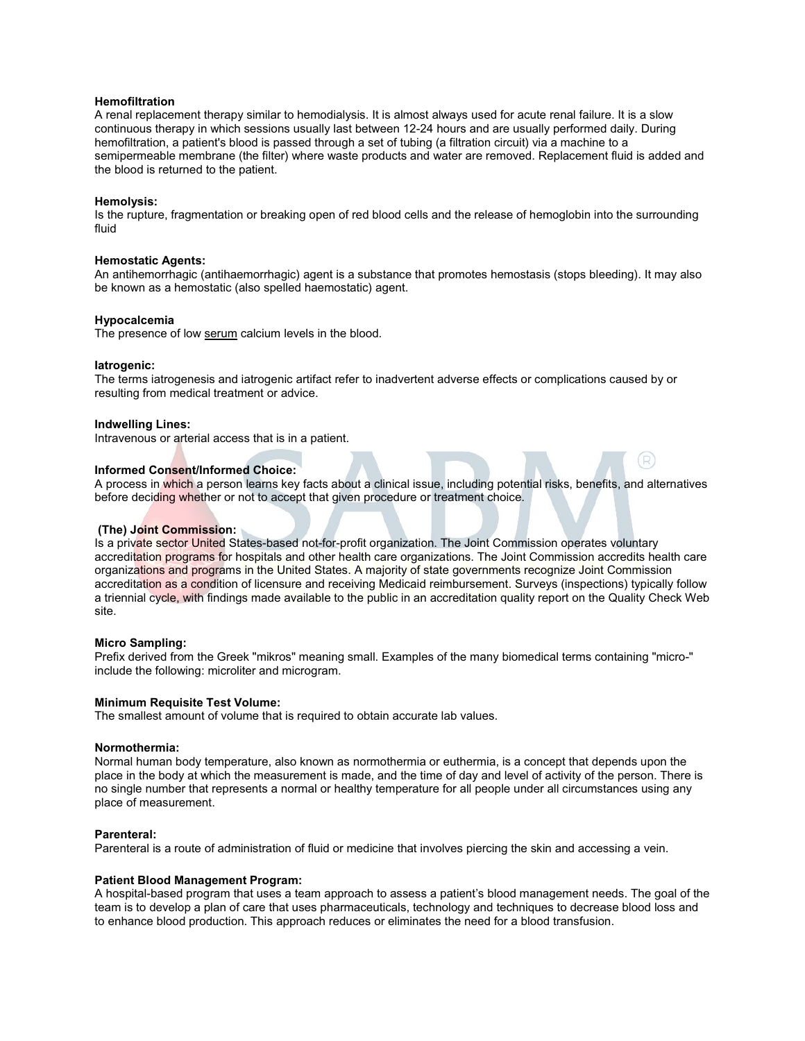**Hemofiltration**
A renal replacement therapy similar to hemodialysis. It is almost always used for acute renal failure. It is a slow continuous therapy in which sessions usually last between 12-24 hours and are usually performed daily. During hemofiltration, a patient's blood is passed through a set of tubing (a filtration circuit) via a machine to a semipermeable membrane (the filter) where waste products and water are removed. Replacement fluid is added and the blood is returned to the patient.

**Hemolysis:**
Is the rupture, fragmentation or breaking open of red blood cells and the release of hemoglobin into the surrounding fluid

**Hemostatic Agents:**
An antihemorrhagic (antihaemorrhagic) agent is a substance that promotes hemostasis (stops bleeding). It may also be known as a hemostatic (also spelled haemostatic) agent.

**Hypocalcemia**
The presence of low serum calcium levels in the blood.

**Iatrogenic:**
The terms iatrogenesis and iatrogenic artifact refer to inadvertent adverse effects or complications caused by or resulting from medical treatment or advice.

**Indwelling Lines:**
Intravenous or arterial access that is in a patient.

**Informed Consent/Informed Choice:**
A process in which a person learns key facts about a clinical issue, including potential risks, benefits, and alternatives before deciding whether or not to accept that given procedure or treatment choice.

**(The) Joint Commission:**
Is a private sector United States-based not-for-profit organization. The Joint Commission operates voluntary accreditation programs for hospitals and other health care organizations. The Joint Commission accredits health care organizations and programs in the United States. A majority of state governments recognize Joint Commission accreditation as a condition of licensure and receiving Medicaid reimbursement. Surveys (inspections) typically follow a triennial cycle, with findings made available to the public in an accreditation quality report on the Quality Check Web site.

**Micro Sampling:**
Prefix derived from the Greek "mikros" meaning small. Examples of the many biomedical terms containing "micro-" include the following: microliter and microgram.

**Minimum Requisite Test Volume:**
The smallest amount of volume that is required to obtain accurate lab values.

**Normothermia:**
Normal human body temperature, also known as normothermia or euthermia, is a concept that depends upon the place in the body at which the measurement is made, and the time of day and level of activity of the person. There is no single number that represents a normal or healthy temperature for all people under all circumstances using any place of measurement.

**Parenteral:**
Parenteral is a route of administration of fluid or medicine that involves piercing the skin and accessing a vein.

**Patient Blood Management Program:**
A hospital-based program that uses a team approach to assess a patient's blood management needs. The goal of the team is to develop a plan of care that uses pharmaceuticals, technology and techniques to decrease blood loss and to enhance blood production. This approach reduces or eliminates the need for a blood transfusion.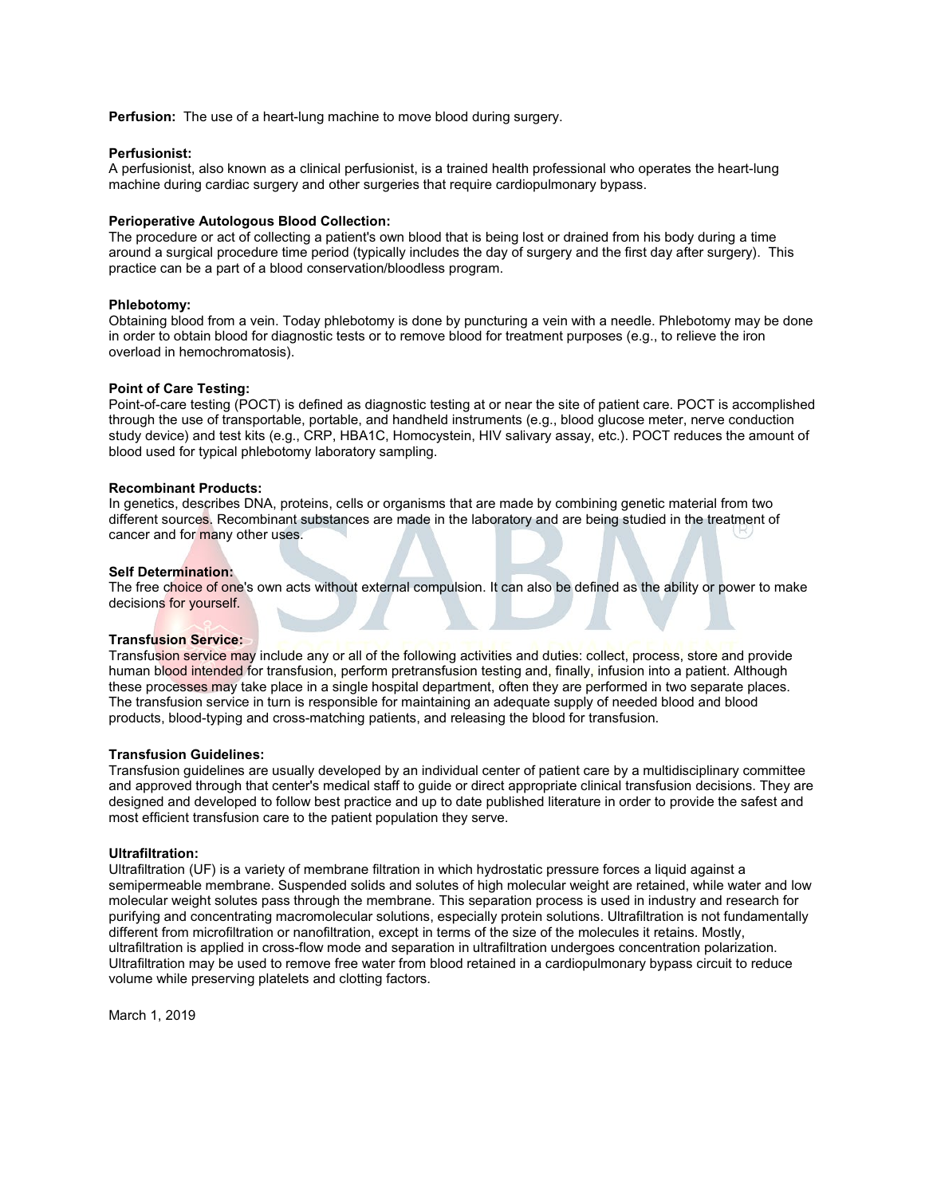**Perfusion:** The use of a heart-lung machine to move blood during surgery.

**Perfusionist:**
A perfusionist, also known as a clinical perfusionist, is a trained health professional who operates the heart-lung machine during cardiac surgery and other surgeries that require cardiopulmonary bypass.

**Perioperative Autologous Blood Collection:**
The procedure or act of collecting a patient's own blood that is being lost or drained from his body during a time around a surgical procedure time period (typically includes the day of surgery and the first day after surgery). This practice can be a part of a blood conservation/bloodless program.

**Phlebotomy:**
Obtaining blood from a vein. Today phlebotomy is done by puncturing a vein with a needle. Phlebotomy may be done in order to obtain blood for diagnostic tests or to remove blood for treatment purposes (e.g., to relieve the iron overload in hemochromatosis).

**Point of Care Testing:**
Point-of-care testing (POCT) is defined as diagnostic testing at or near the site of patient care. POCT is accomplished through the use of transportable, portable, and handheld instruments (e.g., blood glucose meter, nerve conduction study device) and test kits (e.g., CRP, HBA1C, Homocystein, HIV salivary assay, etc.). POCT reduces the amount of blood used for typical phlebotomy laboratory sampling.

**Recombinant Products:**
In genetics, describes DNA, proteins, cells or organisms that are made by combining genetic material from two different sources. Recombinant substances are made in the laboratory and are being studied in the treatment of cancer and for many other uses.

**Self Determination:**
The free choice of one's own acts without external compulsion. It can also be defined as the ability or power to make decisions for yourself.

**Transfusion Service:**
Transfusion service may include any or all of the following activities and duties: collect, process, store and provide human blood intended for transfusion, perform pretransfusion testing and, finally, infusion into a patient. Although these processes may take place in a single hospital department, often they are performed in two separate places. The transfusion service in turn is responsible for maintaining an adequate supply of needed blood and blood products, blood-typing and cross-matching patients, and releasing the blood for transfusion.

**Transfusion Guidelines:**
Transfusion guidelines are usually developed by an individual center of patient care by a multidisciplinary committee and approved through that center's medical staff to guide or direct appropriate clinical transfusion decisions. They are designed and developed to follow best practice and up to date published literature in order to provide the safest and most efficient transfusion care to the patient population they serve.

**Ultrafiltration:**
Ultrafiltration (UF) is a variety of membrane filtration in which hydrostatic pressure forces a liquid against a semipermeable membrane. Suspended solids and solutes of high molecular weight are retained, while water and low molecular weight solutes pass through the membrane. This separation process is used in industry and research for purifying and concentrating macromolecular solutions, especially protein solutions. Ultrafiltration is not fundamentally different from microfiltration or nanofiltration, except in terms of the size of the molecules it retains. Mostly, ultrafiltration is applied in cross-flow mode and separation in ultrafiltration undergoes concentration polarization. Ultrafiltration may be used to remove free water from blood retained in a cardiopulmonary bypass circuit to reduce volume while preserving platelets and clotting factors.

March 1, 2019